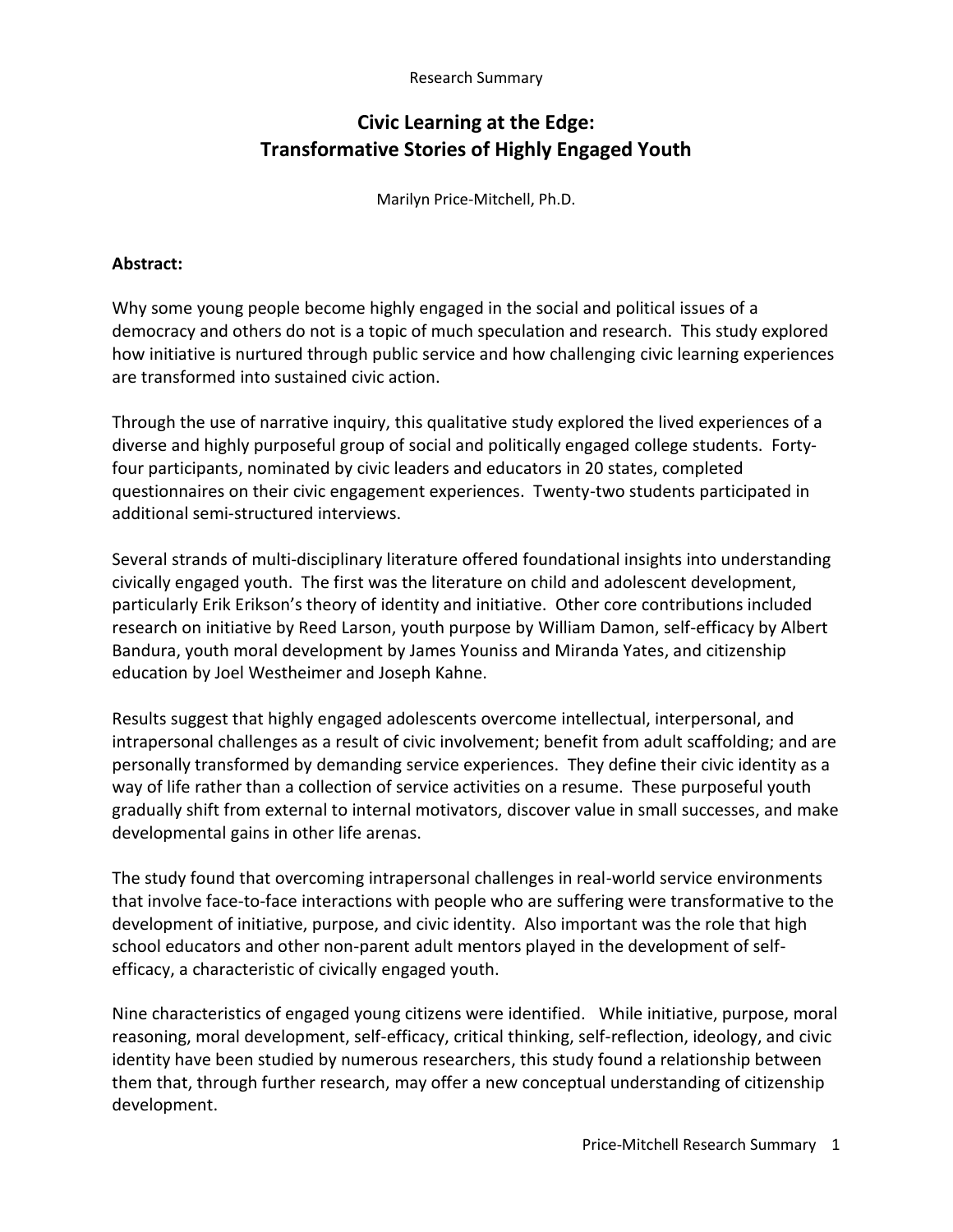Research Summary

# Civic Learning at the Edge: Transformative Stories of Highly Engaged Youth

Marilyn Price-Mitchell, Ph.D.

**Abstract:**

Why some young people become highly engaged in the social and political issues of a democracy and others do not is a topic of much speculation and research. This study explored how initiative is nurtured through public service and how challenging civic learning experiences are transformed into sustained civic action.

Through the use of narrative inquiry, this qualitative study explored the lived experiences of a diverse and highly purposeful group of social and politically engaged college students. Forty-four participants, nominated by civic leaders and educators in 20 states, completed questionnaires on their civic engagement experiences. Twenty-two students participated in additional semi-structured interviews.

Several strands of multi-disciplinary literature offered foundational insights into understanding civically engaged youth. The first was the literature on child and adolescent development, particularly Erik Erikson's theory of identity and initiative. Other core contributions included research on initiative by Reed Larson, youth purpose by William Damon, self-efficacy by Albert Bandura, youth moral development by James Youniss and Miranda Yates, and citizenship education by Joel Westheimer and Joseph Kahne.

Results suggest that highly engaged adolescents overcome intellectual, interpersonal, and intrapersonal challenges as a result of civic involvement; benefit from adult scaffolding; and are personally transformed by demanding service experiences. They define their civic identity as a way of life rather than a collection of service activities on a resume. These purposeful youth gradually shift from external to internal motivators, discover value in small successes, and make developmental gains in other life arenas.

The study found that overcoming intrapersonal challenges in real-world service environments that involve face-to-face interactions with people who are suffering were transformative to the development of initiative, purpose, and civic identity. Also important was the role that high school educators and other non-parent adult mentors played in the development of self-efficacy, a characteristic of civically engaged youth.

Nine characteristics of engaged young citizens were identified. While initiative, purpose, moral reasoning, moral development, self-efficacy, critical thinking, self-reflection, ideology, and civic identity have been studied by numerous researchers, this study found a relationship between them that, through further research, may offer a new conceptual understanding of citizenship development.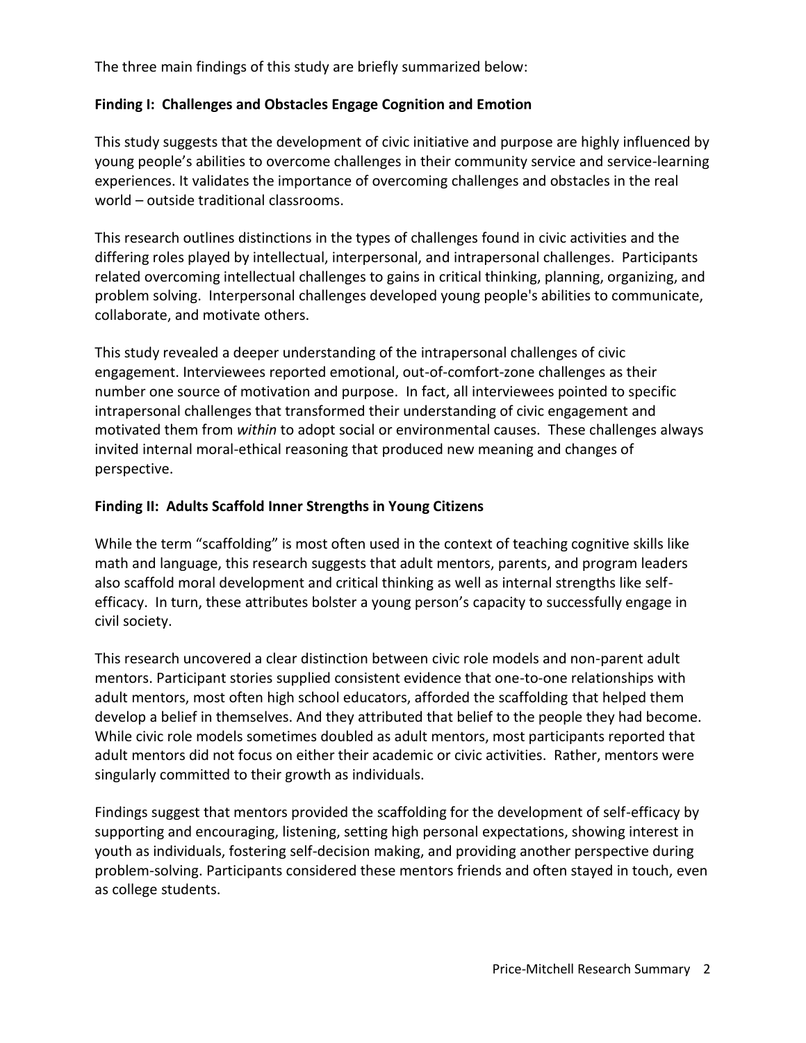The three main findings of this study are briefly summarized below:

### Finding I: Challenges and Obstacles Engage Cognition and Emotion

This study suggests that the development of civic initiative and purpose are highly influenced by young people's abilities to overcome challenges in their community service and service-learning experiences. It validates the importance of overcoming challenges and obstacles in the real world – outside traditional classrooms.

This research outlines distinctions in the types of challenges found in civic activities and the differing roles played by intellectual, interpersonal, and intrapersonal challenges. Participants related overcoming intellectual challenges to gains in critical thinking, planning, organizing, and problem solving. Interpersonal challenges developed young people's abilities to communicate, collaborate, and motivate others.

This study revealed a deeper understanding of the intrapersonal challenges of civic engagement. Interviewees reported emotional, out-of-comfort-zone challenges as their number one source of motivation and purpose. In fact, all interviewees pointed to specific intrapersonal challenges that transformed their understanding of civic engagement and motivated them from *within* to adopt social or environmental causes. These challenges always invited internal moral-ethical reasoning that produced new meaning and changes of perspective.

### Finding II: Adults Scaffold Inner Strengths in Young Citizens

While the term "scaffolding" is most often used in the context of teaching cognitive skills like math and language, this research suggests that adult mentors, parents, and program leaders also scaffold moral development and critical thinking as well as internal strengths like self-efficacy. In turn, these attributes bolster a young person's capacity to successfully engage in civil society.

This research uncovered a clear distinction between civic role models and non-parent adult mentors. Participant stories supplied consistent evidence that one-to-one relationships with adult mentors, most often high school educators, afforded the scaffolding that helped them develop a belief in themselves. And they attributed that belief to the people they had become. While civic role models sometimes doubled as adult mentors, most participants reported that adult mentors did not focus on either their academic or civic activities. Rather, mentors were singularly committed to their growth as individuals.

Findings suggest that mentors provided the scaffolding for the development of self-efficacy by supporting and encouraging, listening, setting high personal expectations, showing interest in youth as individuals, fostering self-decision making, and providing another perspective during problem-solving. Participants considered these mentors friends and often stayed in touch, even as college students.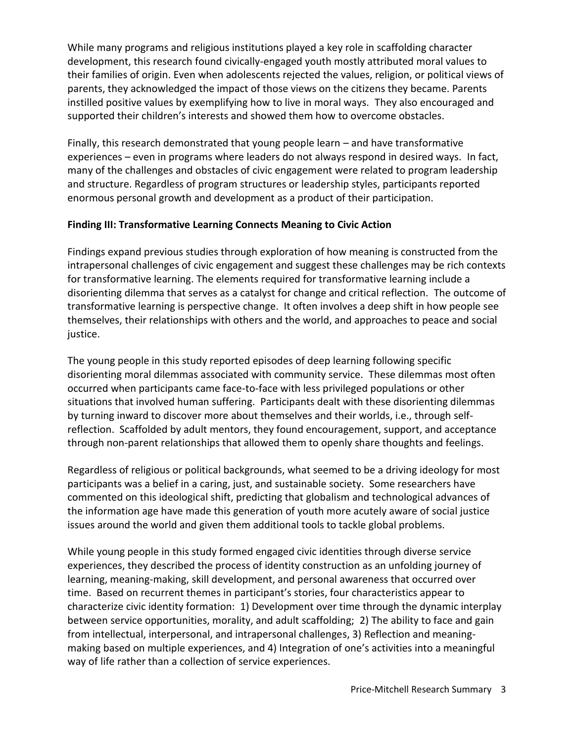While many programs and religious institutions played a key role in scaffolding character development, this research found civically-engaged youth mostly attributed moral values to their families of origin. Even when adolescents rejected the values, religion, or political views of parents, they acknowledged the impact of those views on the citizens they became. Parents instilled positive values by exemplifying how to live in moral ways. They also encouraged and supported their children's interests and showed them how to overcome obstacles.

Finally, this research demonstrated that young people learn – and have transformative experiences – even in programs where leaders do not always respond in desired ways. In fact, many of the challenges and obstacles of civic engagement were related to program leadership and structure. Regardless of program structures or leadership styles, participants reported enormous personal growth and development as a product of their participation.

**Finding III: Transformative Learning Connects Meaning to Civic Action**

Findings expand previous studies through exploration of how meaning is constructed from the intrapersonal challenges of civic engagement and suggest these challenges may be rich contexts for transformative learning. The elements required for transformative learning include a disorienting dilemma that serves as a catalyst for change and critical reflection. The outcome of transformative learning is perspective change. It often involves a deep shift in how people see themselves, their relationships with others and the world, and approaches to peace and social justice.

The young people in this study reported episodes of deep learning following specific disorienting moral dilemmas associated with community service. These dilemmas most often occurred when participants came face-to-face with less privileged populations or other situations that involved human suffering. Participants dealt with these disorienting dilemmas by turning inward to discover more about themselves and their worlds, i.e., through self-reflection. Scaffolded by adult mentors, they found encouragement, support, and acceptance through non-parent relationships that allowed them to openly share thoughts and feelings.

Regardless of religious or political backgrounds, what seemed to be a driving ideology for most participants was a belief in a caring, just, and sustainable society. Some researchers have commented on this ideological shift, predicting that globalism and technological advances of the information age have made this generation of youth more acutely aware of social justice issues around the world and given them additional tools to tackle global problems.

While young people in this study formed engaged civic identities through diverse service experiences, they described the process of identity construction as an unfolding journey of learning, meaning-making, skill development, and personal awareness that occurred over time. Based on recurrent themes in participant's stories, four characteristics appear to characterize civic identity formation: 1) Development over time through the dynamic interplay between service opportunities, morality, and adult scaffolding; 2) The ability to face and gain from intellectual, interpersonal, and intrapersonal challenges, 3) Reflection and meaning-making based on multiple experiences, and 4) Integration of one's activities into a meaningful way of life rather than a collection of service experiences.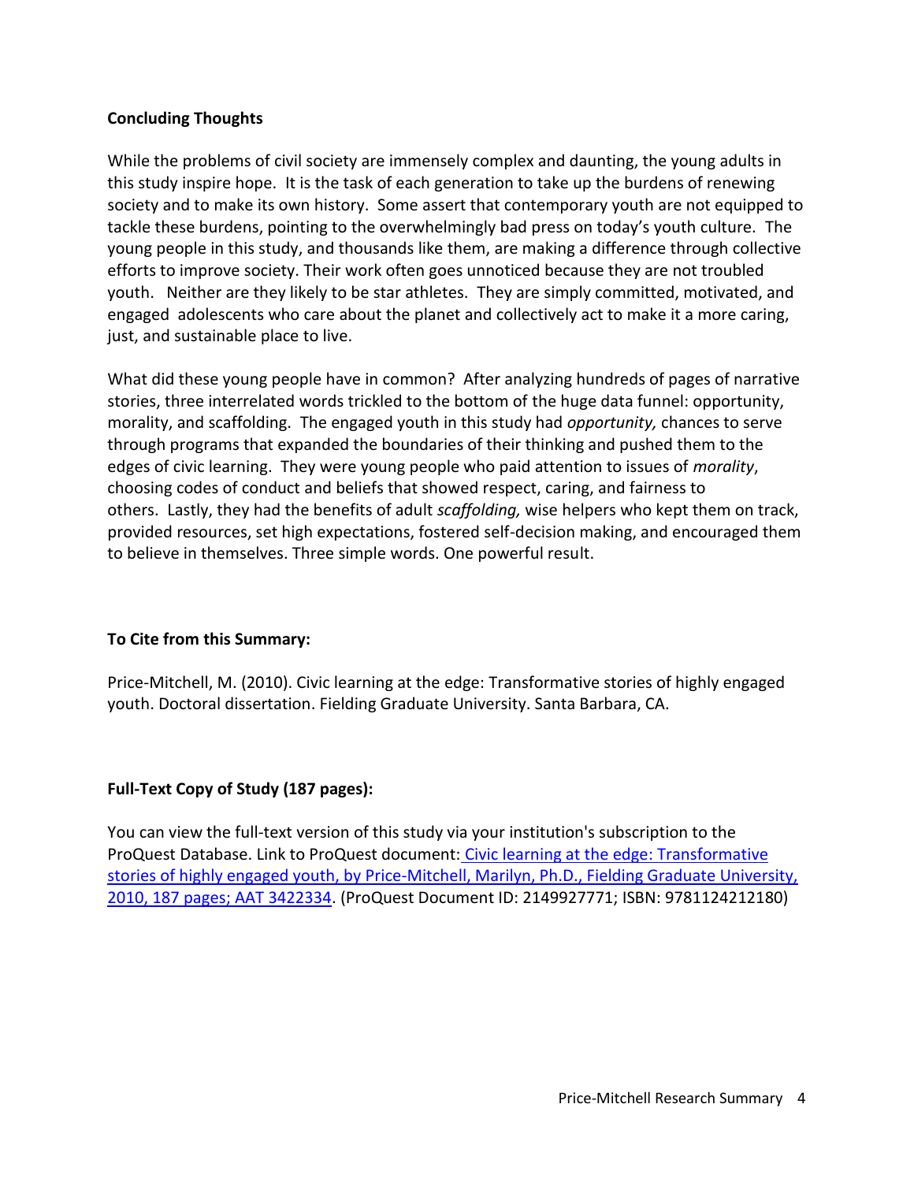**Concluding Thoughts**

While the problems of civil society are immensely complex and daunting, the young adults in this study inspire hope. It is the task of each generation to take up the burdens of renewing society and to make its own history. Some assert that contemporary youth are not equipped to tackle these burdens, pointing to the overwhelmingly bad press on today's youth culture. The young people in this study, and thousands like them, are making a difference through collective efforts to improve society. Their work often goes unnoticed because they are not troubled youth. Neither are they likely to be star athletes. They are simply committed, motivated, and engaged adolescents who care about the planet and collectively act to make it a more caring, just, and sustainable place to live.

What did these young people have in common? After analyzing hundreds of pages of narrative stories, three interrelated words trickled to the bottom of the huge data funnel: opportunity, morality, and scaffolding. The engaged youth in this study had *opportunity,* chances to serve through programs that expanded the boundaries of their thinking and pushed them to the edges of civic learning. They were young people who paid attention to issues of *morality*, choosing codes of conduct and beliefs that showed respect, caring, and fairness to others. Lastly, they had the benefits of adult *scaffolding,* wise helpers who kept them on track, provided resources, set high expectations, fostered self-decision making, and encouraged them to believe in themselves. Three simple words. One powerful result.

**To Cite from this Summary:**

Price-Mitchell, M. (2010). Civic learning at the edge: Transformative stories of highly engaged youth. Doctoral dissertation. Fielding Graduate University. Santa Barbara, CA.

**Full-Text Copy of Study (187 pages):**

You can view the full-text version of this study via your institution's subscription to the ProQuest Database. Link to ProQuest document: Civic learning at the edge: Transformative stories of highly engaged youth, by Price-Mitchell, Marilyn, Ph.D., Fielding Graduate University, 2010, 187 pages; AAT 3422334. (ProQuest Document ID: 2149927771; ISBN: 9781124212180)